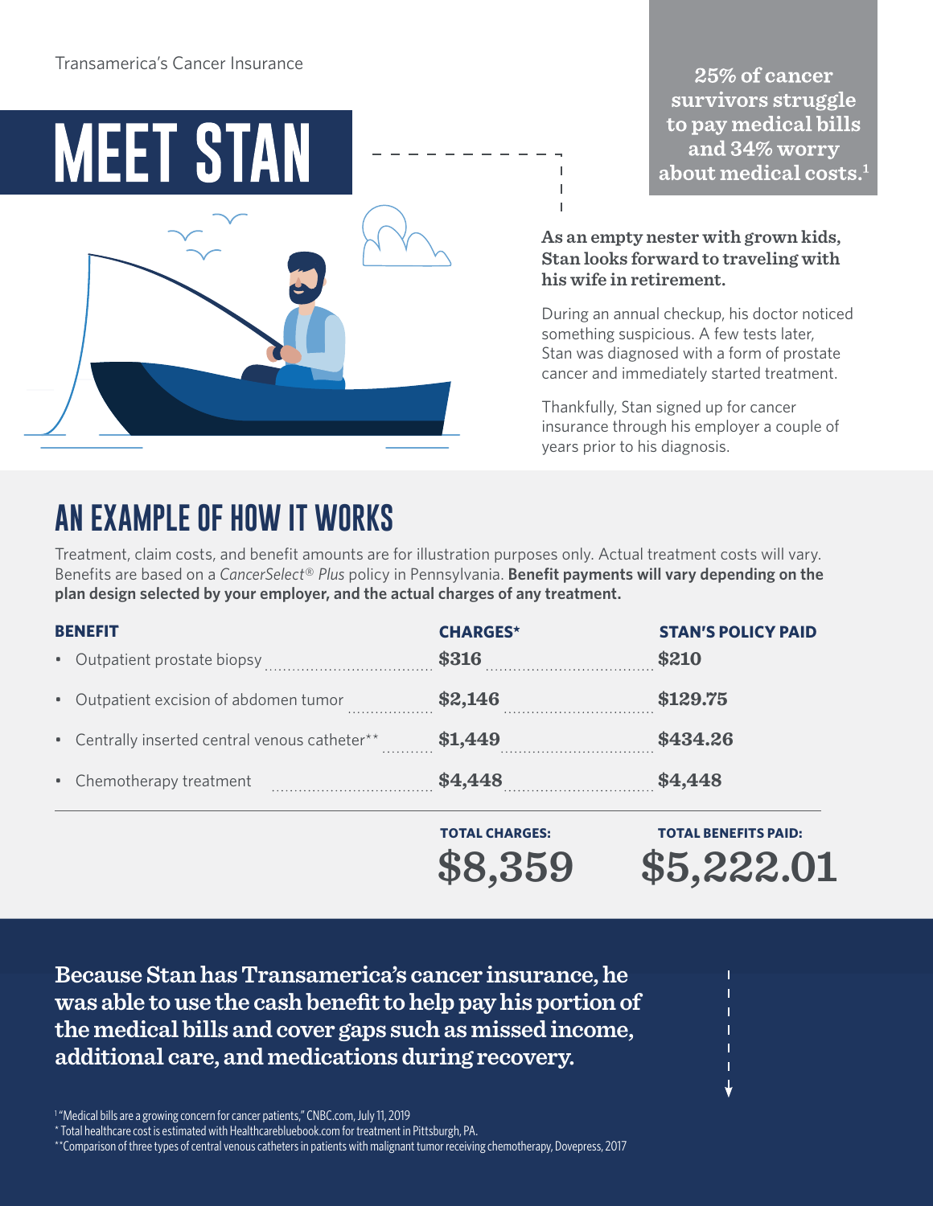Transamerica's Cancer Insurance

# MEET STAN

**25% of cancer survivors struggle to pay medical bills and 34% worry about medical costs.**[1]

**As an empty nester with grown kids, Stan looks forward to traveling with his wife in retirement.**

During an annual checkup, his doctor noticed something suspicious. A few tests later, Stan was diagnosed with a form of prostate cancer and immediately started treatment.

Thankfully, Stan signed up for cancer insurance through his employer a couple of years prior to his diagnosis.

## AN EXAMPLE OF HOW IT WORKS

Treatment, claim costs, and benefit amounts are for illustration purposes only. Actual treatment costs will vary. Benefits are based on a *CancerSelect® Plus* policy in Pennsylvania. **Benefit payments will vary depending on the plan design selected by your employer, and the actual charges of any treatment.**

| BENEFIT | CHARGES* | STAN'S POLICY PAID |
|---|---|---|
| Outpatient prostate biopsy | $316 | $210 |
| Outpatient excision of abdomen tumor | $2,146 | $129.75 |
| Centrally inserted central venous catheter** | $1,449 | $434.26 |
| Chemotherapy treatment | $4,448 | $4,448 |
| | **TOTAL CHARGES:** $8,359 | **TOTAL BENEFITS PAID:** $5,222.01 |

**Because Stan has Transamerica's cancer insurance, he was able to use the cash benefit to help pay his portion of the medical bills and cover gaps such as missed income, additional care, and medications during recovery.**

[1] "Medical bills are a growing concern for cancer patients," CNBC.com, July 11, 2019

* Total healthcare cost is estimated with Healthcarebluebook.com for treatment in Pittsburgh, PA.

** Comparison of three types of central venous catheters in patients with malignant tumor receiving chemotherapy, Dovepress, 2017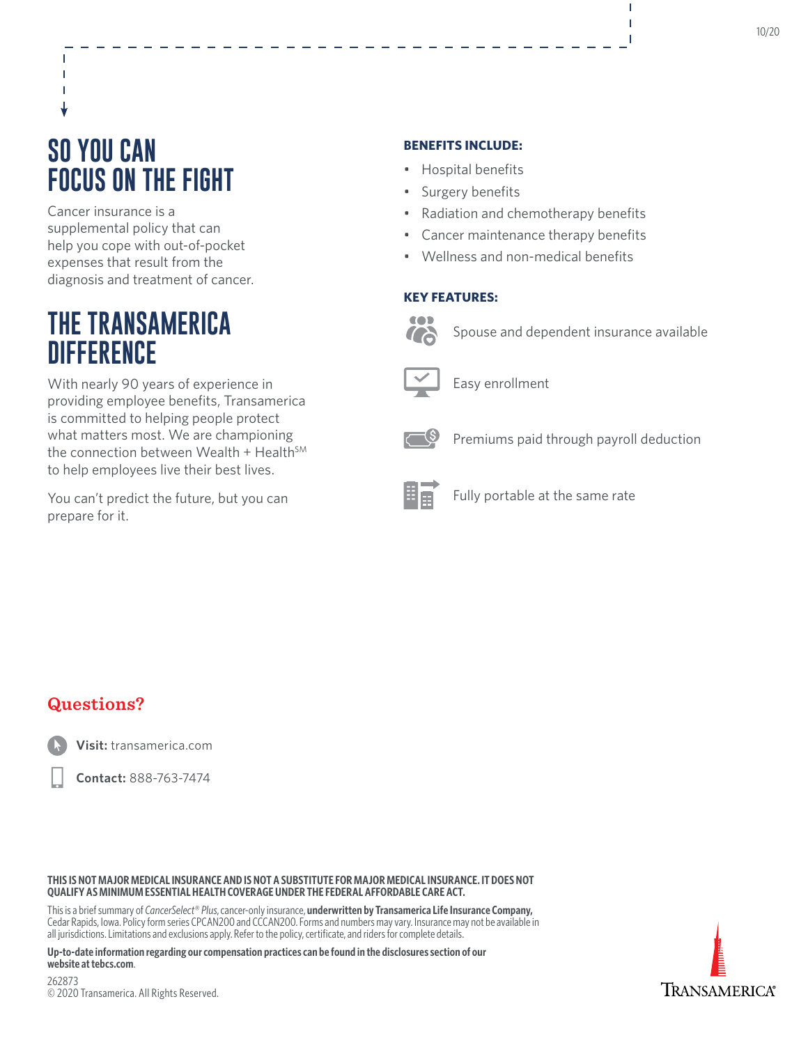# SO YOU CAN FOCUS ON THE FIGHT

Cancer insurance is a supplemental policy that can help you cope with out-of-pocket expenses that result from the diagnosis and treatment of cancer.

# THE TRANSAMERICA DIFFERENCE

With nearly 90 years of experience in providing employee benefits, Transamerica is committed to helping people protect what matters most. We are championing the connection between Wealth + Health[SM] to help employees live their best lives.

You can't predict the future, but you can prepare for it.

**BENEFITS INCLUDE:**

- Hospital benefits
- Surgery benefits
- Radiation and chemotherapy benefits
- Cancer maintenance therapy benefits
- Wellness and non-medical benefits

**KEY FEATURES:**

- Spouse and dependent insurance available
- Easy enrollment
- Premiums paid through payroll deduction
- Fully portable at the same rate

## Questions?

**Visit:** transamerica.com

**Contact:** 888-763-7474

**THIS IS NOT MAJOR MEDICAL INSURANCE AND IS NOT A SUBSTITUTE FOR MAJOR MEDICAL INSURANCE. IT DOES NOT QUALIFY AS MINIMUM ESSENTIAL HEALTH COVERAGE UNDER THE FEDERAL AFFORDABLE CARE ACT.**

This is a brief summary of *CancerSelect® Plus*, cancer-only insurance, **underwritten by Transamerica Life Insurance Company,** Cedar Rapids, Iowa. Policy form series CPCAN200 and CCCAN200. Forms and numbers may vary. Insurance may not be available in all jurisdictions. Limitations and exclusions apply. Refer to the policy, certificate, and riders for complete details.

**Up-to-date information regarding our compensation practices can be found in the disclosures section of our website at tebcs.com**.

262873
© 2020 Transamerica. All Rights Reserved.

TRANSAMERICA®